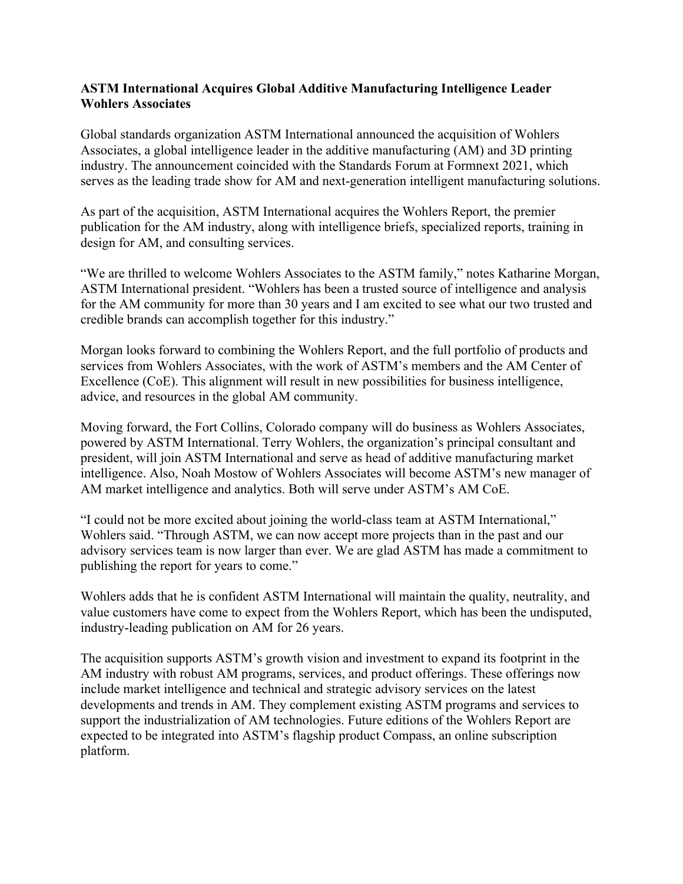**ASTM International Acquires Global Additive Manufacturing Intelligence Leader Wohlers Associates**

Global standards organization ASTM International announced the acquisition of Wohlers Associates, a global intelligence leader in the additive manufacturing (AM) and 3D printing industry. The announcement coincided with the Standards Forum at Formnext 2021, which serves as the leading trade show for AM and next-generation intelligent manufacturing solutions.

As part of the acquisition, ASTM International acquires the Wohlers Report, the premier publication for the AM industry, along with intelligence briefs, specialized reports, training in design for AM, and consulting services.

"We are thrilled to welcome Wohlers Associates to the ASTM family," notes Katharine Morgan, ASTM International president. "Wohlers has been a trusted source of intelligence and analysis for the AM community for more than 30 years and I am excited to see what our two trusted and credible brands can accomplish together for this industry."

Morgan looks forward to combining the Wohlers Report, and the full portfolio of products and services from Wohlers Associates, with the work of ASTM's members and the AM Center of Excellence (CoE). This alignment will result in new possibilities for business intelligence, advice, and resources in the global AM community.

Moving forward, the Fort Collins, Colorado company will do business as Wohlers Associates, powered by ASTM International. Terry Wohlers, the organization's principal consultant and president, will join ASTM International and serve as head of additive manufacturing market intelligence. Also, Noah Mostow of Wohlers Associates will become ASTM's new manager of AM market intelligence and analytics. Both will serve under ASTM's AM CoE.

"I could not be more excited about joining the world-class team at ASTM International," Wohlers said. "Through ASTM, we can now accept more projects than in the past and our advisory services team is now larger than ever. We are glad ASTM has made a commitment to publishing the report for years to come."

Wohlers adds that he is confident ASTM International will maintain the quality, neutrality, and value customers have come to expect from the Wohlers Report, which has been the undisputed, industry-leading publication on AM for 26 years.

The acquisition supports ASTM's growth vision and investment to expand its footprint in the AM industry with robust AM programs, services, and product offerings. These offerings now include market intelligence and technical and strategic advisory services on the latest developments and trends in AM. They complement existing ASTM programs and services to support the industrialization of AM technologies. Future editions of the Wohlers Report are expected to be integrated into ASTM's flagship product Compass, an online subscription platform.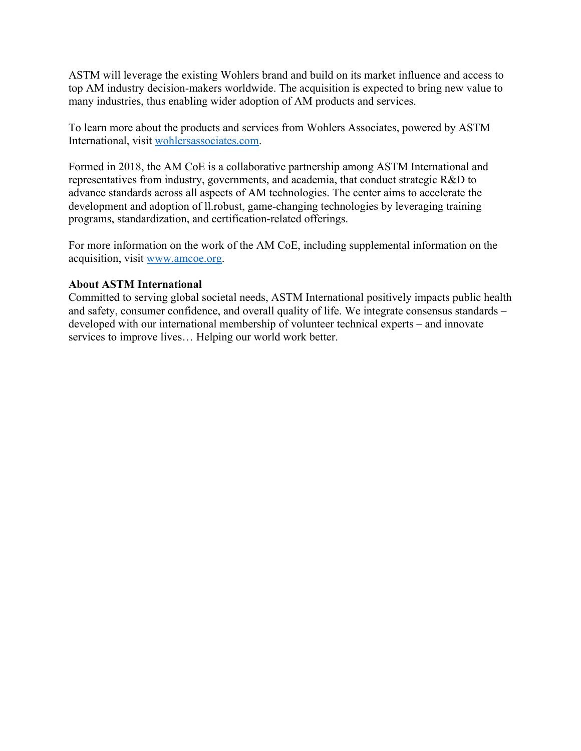ASTM will leverage the existing Wohlers brand and build on its market influence and access to top AM industry decision-makers worldwide. The acquisition is expected to bring new value to many industries, thus enabling wider adoption of AM products and services.

To learn more about the products and services from Wohlers Associates, powered by ASTM International, visit [wohlersassociates.com](wohlersassociates.com).

Formed in 2018, the AM CoE is a collaborative partnership among ASTM International and representatives from industry, governments, and academia, that conduct strategic R&D to advance standards across all aspects of AM technologies. The center aims to accelerate the development and adoption of ll.robust, game-changing technologies by leveraging training programs, standardization, and certification-related offerings.

For more information on the work of the AM CoE, including supplemental information on the acquisition, visit [www.amcoe.org](www.amcoe.org).

**About ASTM International**

Committed to serving global societal needs, ASTM International positively impacts public health and safety, consumer confidence, and overall quality of life. We integrate consensus standards – developed with our international membership of volunteer technical experts – and innovate services to improve lives… Helping our world work better.